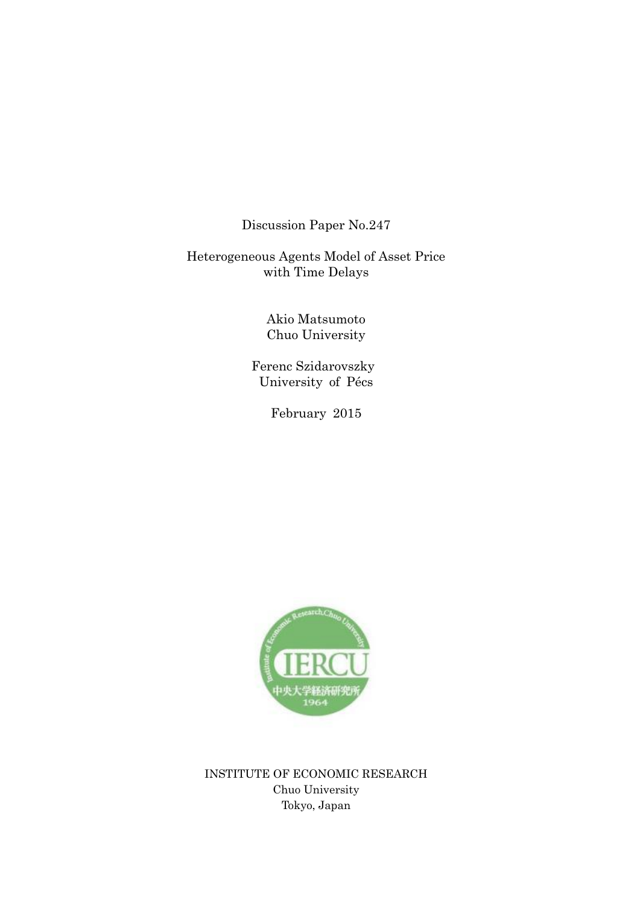Discussion Paper No.247

# Heterogeneous Agents Model of Asset Price with Time Delays

Akio Matsumoto
Chuo University

Ferenc Szidarovszky
University of Pécs

February 2015

INSTITUTE OF ECONOMIC RESEARCH
Chuo University
Tokyo, Japan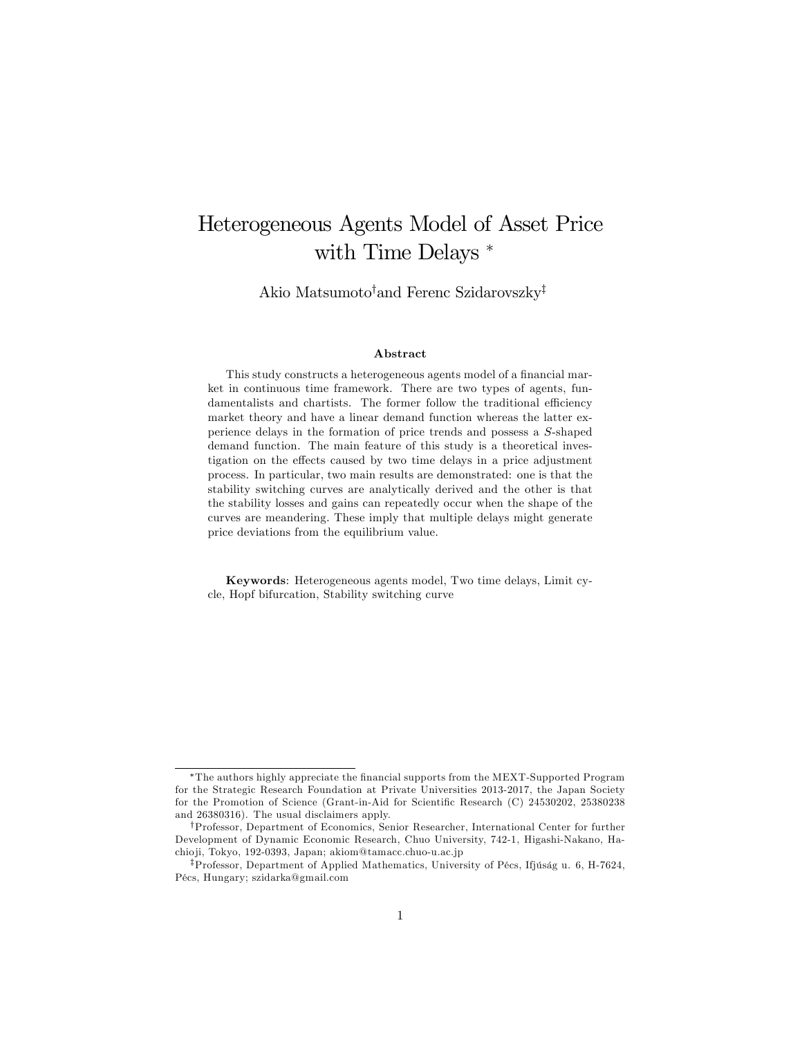# Heterogeneous Agents Model of Asset Price with Time Delays *

Akio Matsumoto† and Ferenc Szidarovszky‡

### Abstract

This study constructs a heterogeneous agents model of a financial market in continuous time framework. There are two types of agents, fundamentalists and chartists. The former follow the traditional efficiency market theory and have a linear demand function whereas the latter experience delays in the formation of price trends and possess a $S$-shaped demand function. The main feature of this study is a theoretical investigation on the effects caused by two time delays in a price adjustment process. In particular, two main results are demonstrated: one is that the stability switching curves are analytically derived and the other is that the stability losses and gains can repeatedly occur when the shape of the curves are meandering. These imply that multiple delays might generate price deviations from the equilibrium value.

**Keywords**: Heterogeneous agents model, Two time delays, Limit cycle, Hopf bifurcation, Stability switching curve

---

*The authors highly appreciate the financial supports from the MEXT-Supported Program for the Strategic Research Foundation at Private Universities 2013-2017, the Japan Society for the Promotion of Science (Grant-in-Aid for Scientific Research (C) 24530202, 25380238 and 26380316). The usual disclaimers apply.

†Professor, Department of Economics, Senior Researcher, International Center for further Development of Dynamic Economic Research, Chuo University, 742-1, Higashi-Nakano, Hachioji, Tokyo, 192-0393, Japan; akiom@tamacc.chuo-u.ac.jp

‡Professor, Department of Applied Mathematics, University of Pécs, Ifjúság u. 6, H-7624, Pécs, Hungary; szidarka@gmail.com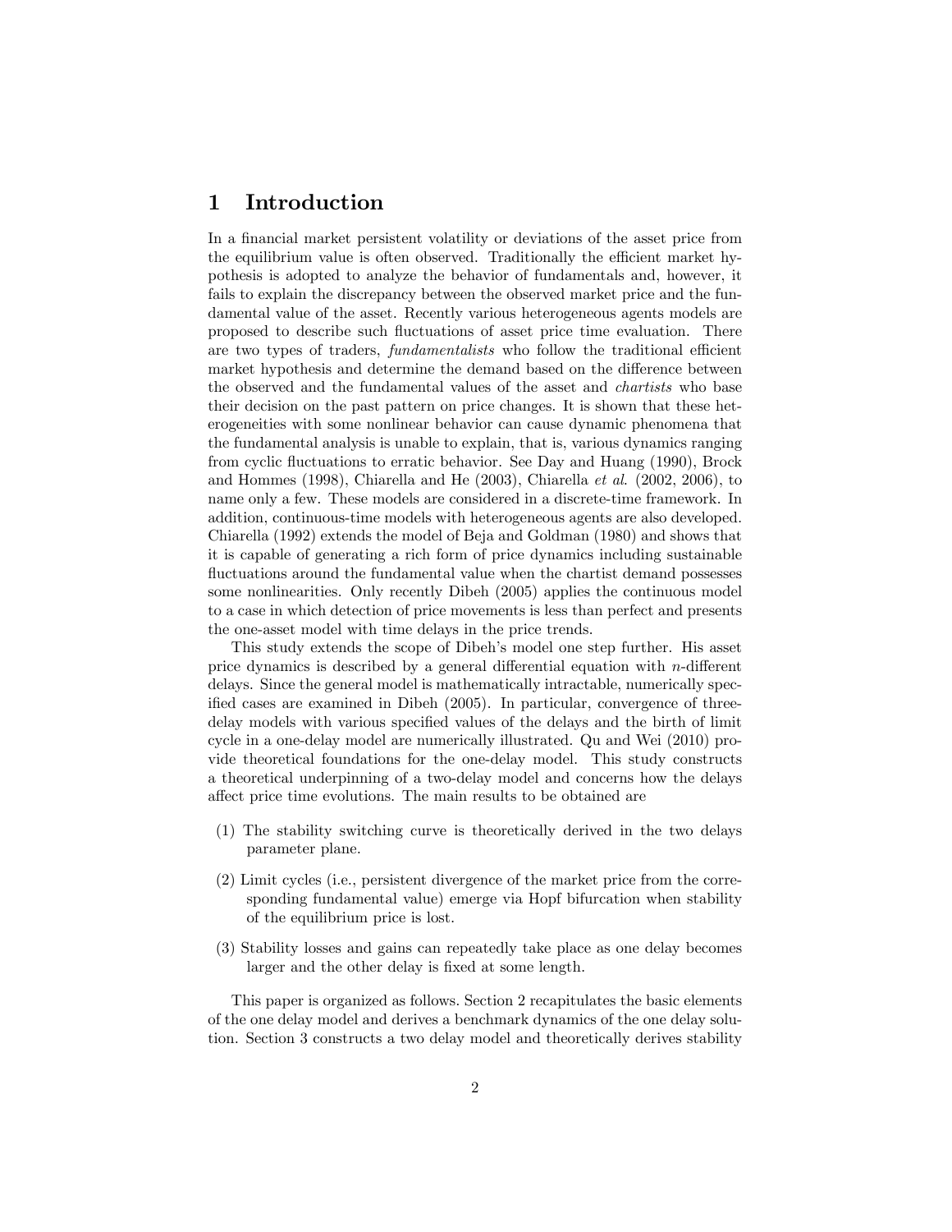# 1 Introduction

In a financial market persistent volatility or deviations of the asset price from the equilibrium value is often observed. Traditionally the efficient market hypothesis is adopted to analyze the behavior of fundamentals and, however, it fails to explain the discrepancy between the observed market price and the fundamental value of the asset. Recently various heterogeneous agents models are proposed to describe such fluctuations of asset price time evaluation. There are two types of traders, *fundamentalists* who follow the traditional efficient market hypothesis and determine the demand based on the difference between the observed and the fundamental values of the asset and *chartists* who base their decision on the past pattern on price changes. It is shown that these heterogeneities with some nonlinear behavior can cause dynamic phenomena that the fundamental analysis is unable to explain, that is, various dynamics ranging from cyclic fluctuations to erratic behavior. See Day and Huang (1990), Brock and Hommes (1998), Chiarella and He (2003), Chiarella *et al*. (2002, 2006), to name only a few. These models are considered in a discrete-time framework. In addition, continuous-time models with heterogeneous agents are also developed. Chiarella (1992) extends the model of Beja and Goldman (1980) and shows that it is capable of generating a rich form of price dynamics including sustainable fluctuations around the fundamental value when the chartist demand possesses some nonlinearities. Only recently Dibeh (2005) applies the continuous model to a case in which detection of price movements is less than perfect and presents the one-asset model with time delays in the price trends.

This study extends the scope of Dibeh's model one step further. His asset price dynamics is described by a general differential equation with $n$-different delays. Since the general model is mathematically intractable, numerically specified cases are examined in Dibeh (2005). In particular, convergence of three-delay models with various specified values of the delays and the birth of limit cycle in a one-delay model are numerically illustrated. Qu and Wei (2010) provide theoretical foundations for the one-delay model. This study constructs a theoretical underpinning of a two-delay model and concerns how the delays affect price time evolutions. The main results to be obtained are

(1) The stability switching curve is theoretically derived in the two delays parameter plane.

(2) Limit cycles (i.e., persistent divergence of the market price from the corresponding fundamental value) emerge via Hopf bifurcation when stability of the equilibrium price is lost.

(3) Stability losses and gains can repeatedly take place as one delay becomes larger and the other delay is fixed at some length.

This paper is organized as follows. Section 2 recapitulates the basic elements of the one delay model and derives a benchmark dynamics of the one delay solution. Section 3 constructs a two delay model and theoretically derives stability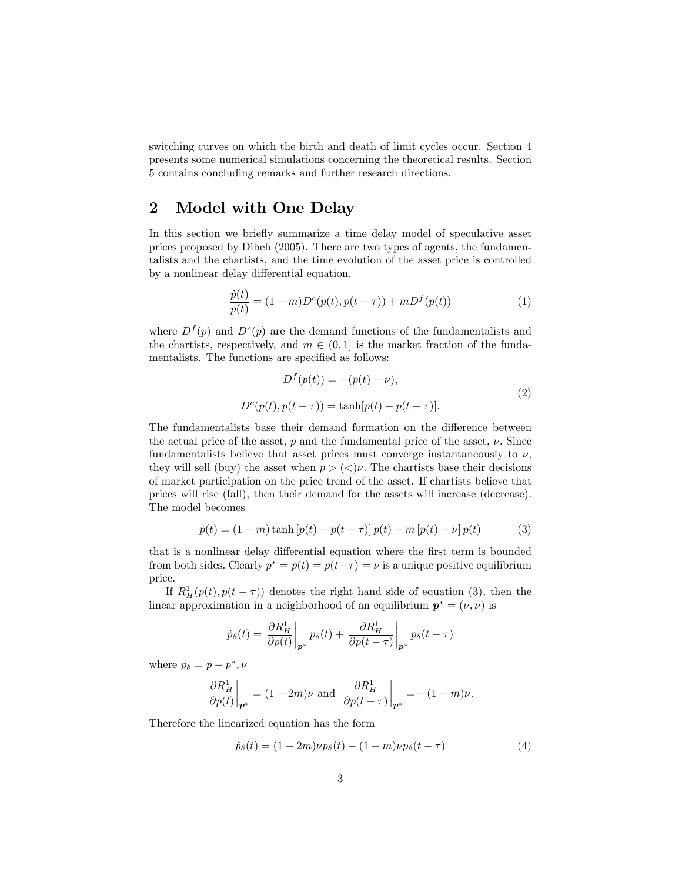switching curves on which the birth and death of limit cycles occur. Section 4 presents some numerical simulations concerning the theoretical results. Section 5 contains concluding remarks and further research directions.

## 2 Model with One Delay

In this section we briefly summarize a time delay model of speculative asset prices proposed by Dibeh (2005). There are two types of agents, the fundamentalists and the chartists, and the time evolution of the asset price is controlled by a nonlinear delay differential equation,

$$\frac{\dot{p}(t)}{p(t)} = (1-m)D^c(p(t), p(t-\tau)) + mD^f(p(t)) \tag{1}$$

where $D^f(p)$ and $D^c(p)$ are the demand functions of the fundamentalists and the chartists, respectively, and $m \in (0, 1]$ is the market fraction of the fundamentalists. The functions are specified as follows:

$$\begin{aligned} D^f(p(t)) &= -(p(t) - \nu), \\ D^c(p(t), p(t-\tau)) &= \tanh[p(t) - p(t-\tau)]. \end{aligned} \tag{2}$$

The fundamentalists base their demand formation on the difference between the actual price of the asset, $p$ and the fundamental price of the asset, $\nu$. Since fundamentalists believe that asset prices must converge instantaneously to $\nu$, they will sell (buy) the asset when $p > (<)\nu$. The chartists base their decisions of market participation on the price trend of the asset. If chartists believe that prices will rise (fall), then their demand for the assets will increase (decrease). The model becomes

$$\dot{p}(t) = (1-m)\tanh\left[p(t) - p(t-\tau)\right]p(t) - m\left[p(t) - \nu\right]p(t) \tag{3}$$

that is a nonlinear delay differential equation where the first term is bounded from both sides. Clearly $p^* = p(t) = p(t-\tau) = \nu$ is a unique positive equilibrium price.

If $R^1_H(p(t), p(t-\tau))$ denotes the right hand side of equation (3), then the linear approximation in a neighborhood of an equilibrium $\boldsymbol{p}^* = (\nu, \nu)$ is

$$\dot{p}_\delta(t) = \left.\frac{\partial R^1_H}{\partial p(t)}\right|_{\boldsymbol{p}^*} p_\delta(t) + \left.\frac{\partial R^1_H}{\partial p(t-\tau)}\right|_{\boldsymbol{p}^*} p_\delta(t-\tau)$$

where $p_\delta = p - p^*, \nu$

$$\left.\frac{\partial R^1_H}{\partial p(t)}\right|_{\boldsymbol{p}^*} = (1-2m)\nu \text{ and } \left.\frac{\partial R^1_H}{\partial p(t-\tau)}\right|_{\boldsymbol{p}^*} = -(1-m)\nu.$$

Therefore the linearized equation has the form

$$\dot{p}_\delta(t) = (1-2m)\nu p_\delta(t) - (1-m)\nu p_\delta(t-\tau) \tag{4}$$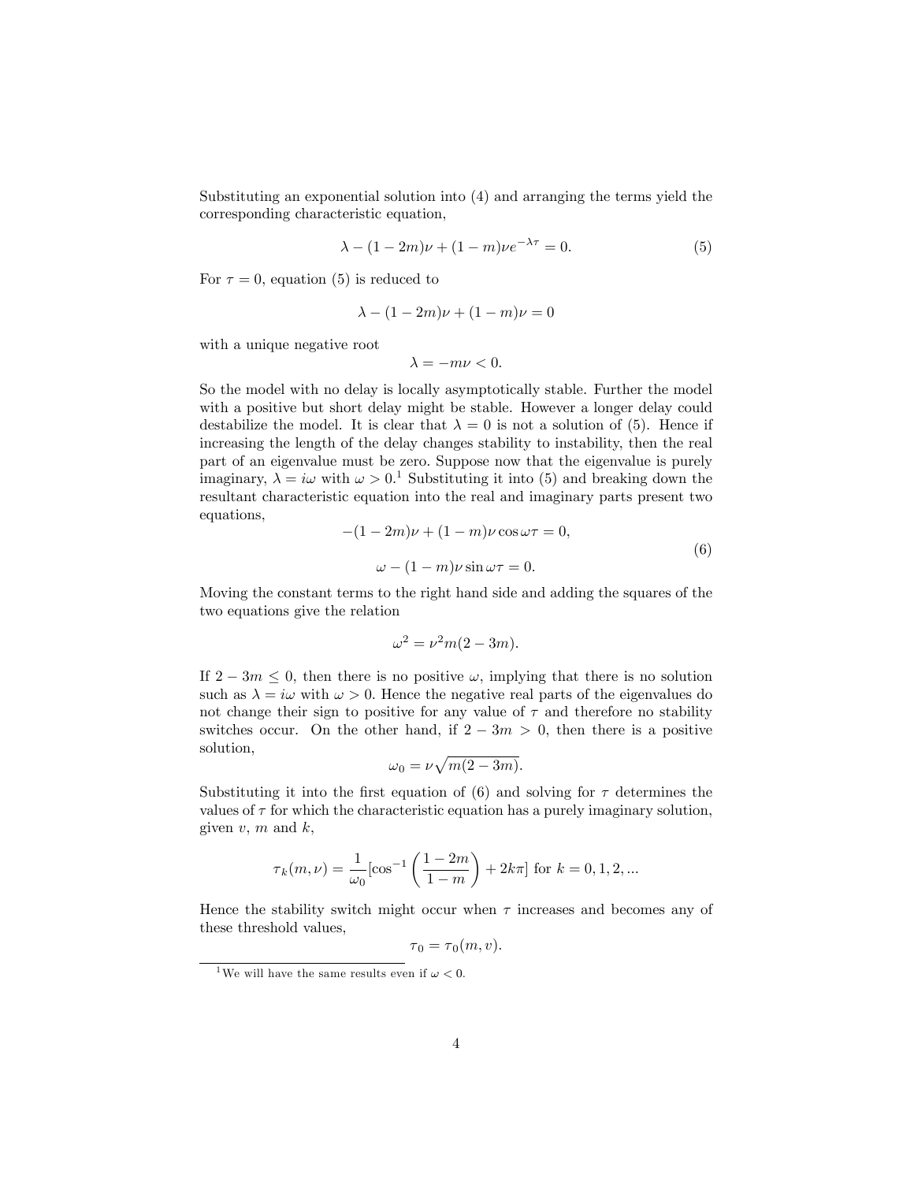Substituting an exponential solution into (4) and arranging the terms yield the corresponding characteristic equation,

$$\lambda - (1-2m)\nu + (1-m)\nu e^{-\lambda\tau} = 0. \tag{5}$$

For $\tau = 0$, equation (5) is reduced to

$$\lambda - (1-2m)\nu + (1-m)\nu = 0$$

with a unique negative root

$$\lambda = -m\nu < 0.$$

So the model with no delay is locally asymptotically stable. Further the model with a positive but short delay might be stable. However a longer delay could destabilize the model. It is clear that $\lambda = 0$ is not a solution of (5). Hence if increasing the length of the delay changes stability to instability, then the real part of an eigenvalue must be zero. Suppose now that the eigenvalue is purely imaginary, $\lambda = i\omega$ with $\omega > 0$.[1] Substituting it into (5) and breaking down the resultant characteristic equation into the real and imaginary parts present two equations,

$$\begin{aligned} -(1-2m)\nu + (1-m)\nu\cos\omega\tau &= 0, \\ \omega - (1-m)\nu\sin\omega\tau &= 0. \end{aligned} \tag{6}$$

Moving the constant terms to the right hand side and adding the squares of the two equations give the relation

$$\omega^2 = \nu^2 m(2-3m).$$

If $2 - 3m \leq 0$, then there is no positive $\omega$, implying that there is no solution such as $\lambda = i\omega$ with $\omega > 0$. Hence the negative real parts of the eigenvalues do not change their sign to positive for any value of $\tau$ and therefore no stability switches occur. On the other hand, if $2 - 3m > 0$, then there is a positive solution,

$$\omega_0 = \nu\sqrt{m(2-3m)}.$$

Substituting it into the first equation of (6) and solving for $\tau$ determines the values of $\tau$ for which the characteristic equation has a purely imaginary solution, given $v$, $m$ and $k$,

$$\tau_k(m,\nu) = \frac{1}{\omega_0}[\cos^{-1}\left(\frac{1-2m}{1-m}\right) + 2k\pi] \text{ for } k = 0, 1, 2, ...$$

Hence the stability switch might occur when $\tau$ increases and becomes any of these threshold values,

$$\tau_0 = \tau_0(m, v).$$

[1] We will have the same results even if $\omega < 0$.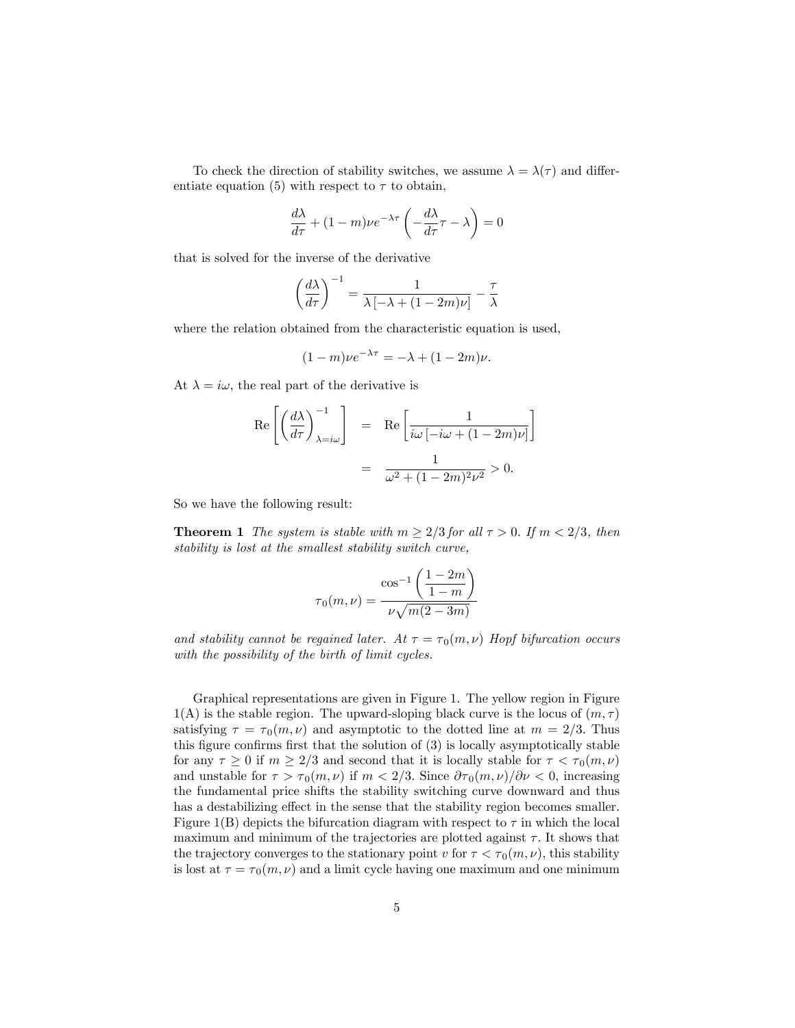To check the direction of stability switches, we assume $\lambda = \lambda(\tau)$ and differentiate equation (5) with respect to $\tau$ to obtain,

$$\frac{d\lambda}{d\tau} + (1-m)\nu e^{-\lambda\tau}\left(-\frac{d\lambda}{d\tau}\tau - \lambda\right) = 0$$

that is solved for the inverse of the derivative

$$\left(\frac{d\lambda}{d\tau}\right)^{-1} = \frac{1}{\lambda\left[-\lambda + (1-2m)\nu\right]} - \frac{\tau}{\lambda}$$

where the relation obtained from the characteristic equation is used,

$$(1-m)\nu e^{-\lambda\tau} = -\lambda + (1-2m)\nu.$$

At $\lambda = i\omega$, the real part of the derivative is

$$\begin{aligned}
\operatorname{Re}\left[\left(\frac{d\lambda}{d\tau}\right)^{-1}_{\lambda=i\omega}\right] &= \operatorname{Re}\left[\frac{1}{i\omega\left[-i\omega + (1-2m)\nu\right]}\right] \\
&= \frac{1}{\omega^2 + (1-2m)^2\nu^2} > 0.
\end{aligned}$$

So we have the following result:

**Theorem 1** *The system is stable with $m \geq 2/3$ for all $\tau > 0$. If $m < 2/3$, then stability is lost at the smallest stability switch curve,*

$$\tau_0(m,\nu) = \frac{\cos^{-1}\left(\dfrac{1-2m}{1-m}\right)}{\nu\sqrt{m(2-3m)}}$$

*and stability cannot be regained later. At $\tau = \tau_0(m,\nu)$ Hopf bifurcation occurs with the possibility of the birth of limit cycles.*

Graphical representations are given in Figure 1. The yellow region in Figure 1(A) is the stable region. The upward-sloping black curve is the locus of $(m,\tau)$ satisfying $\tau = \tau_0(m,\nu)$ and asymptotic to the dotted line at $m = 2/3$. Thus this figure confirms first that the solution of (3) is locally asymptotically stable for any $\tau \geq 0$ if $m \geq 2/3$ and second that it is locally stable for $\tau < \tau_0(m,\nu)$ and unstable for $\tau > \tau_0(m,\nu)$ if $m < 2/3$. Since $\partial\tau_0(m,\nu)/\partial\nu < 0$, increasing the fundamental price shifts the stability switching curve downward and thus has a destabilizing effect in the sense that the stability region becomes smaller. Figure 1(B) depicts the bifurcation diagram with respect to $\tau$ in which the local maximum and minimum of the trajectories are plotted against $\tau$. It shows that the trajectory converges to the stationary point $v$ for $\tau < \tau_0(m,\nu)$, this stability is lost at $\tau = \tau_0(m,\nu)$ and a limit cycle having one maximum and one minimum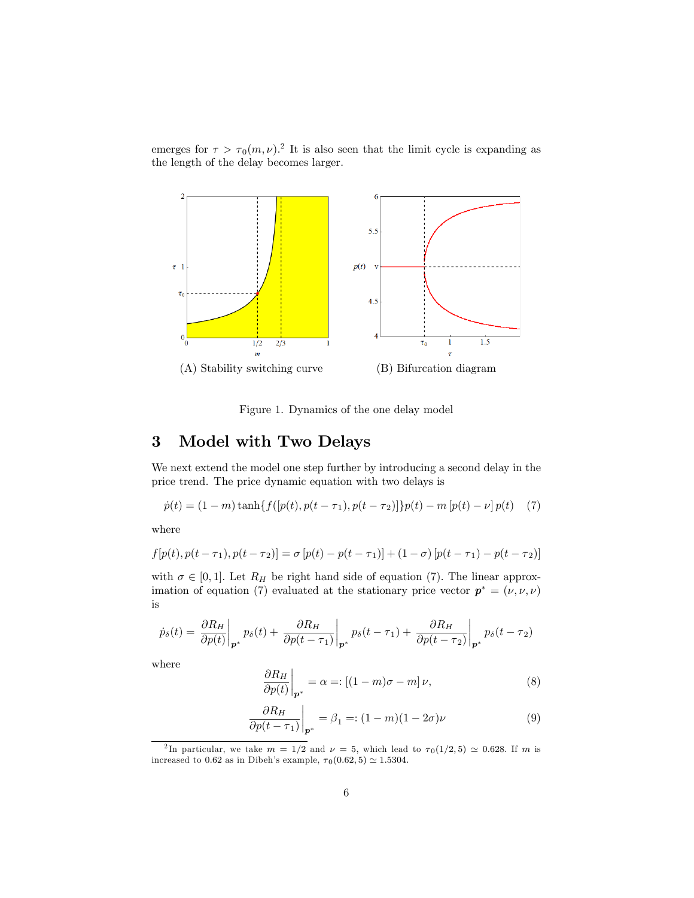emerges for $\tau > \tau_0(m, \nu)$.[2] It is also seen that the limit cycle is expanding as the length of the delay becomes larger.

(A) Stability switching curve

(B) Bifurcation diagram

Figure 1. Dynamics of the one delay model

## 3 Model with Two Delays

We next extend the model one step further by introducing a second delay in the price trend. The price dynamic equation with two delays is

$$\dot{p}(t) = (1-m)\tanh\{f([p(t), p(t-\tau_1), p(t-\tau_2)]\}p(t) - m\,[p(t) - \nu]\,p(t) \quad (7)$$

where

$$f[p(t), p(t-\tau_1), p(t-\tau_2)] = \sigma\,[p(t) - p(t-\tau_1)] + (1-\sigma)\,[p(t-\tau_1) - p(t-\tau_2)]$$

with $\sigma \in [0, 1]$. Let $R_H$ be right hand side of equation (7). The linear approximation of equation (7) evaluated at the stationary price vector $\boldsymbol{p}^* = (\nu, \nu, \nu)$ is

$$\dot{p}_\delta(t) = \left.\frac{\partial R_H}{\partial p(t)}\right|_{\boldsymbol{p}^*} p_\delta(t) + \left.\frac{\partial R_H}{\partial p(t-\tau_1)}\right|_{\boldsymbol{p}^*} p_\delta(t-\tau_1) + \left.\frac{\partial R_H}{\partial p(t-\tau_2)}\right|_{\boldsymbol{p}^*} p_\delta(t-\tau_2)$$

where

$$\left.\frac{\partial R_H}{\partial p(t)}\right|_{\boldsymbol{p}^*} = \alpha =: [(1-m)\sigma - m]\,\nu, \quad (8)$$

$$\left.\frac{\partial R_H}{\partial p(t-\tau_1)}\right|_{\boldsymbol{p}^*} = \beta_1 =: (1-m)(1-2\sigma)\nu \quad (9)$$

[2] In particular, we take $m = 1/2$ and $\nu = 5$, which lead to $\tau_0(1/2, 5) \simeq 0.628$. If $m$ is increased to 0.62 as in Dibeh's example, $\tau_0(0.62, 5) \simeq 1.5304$.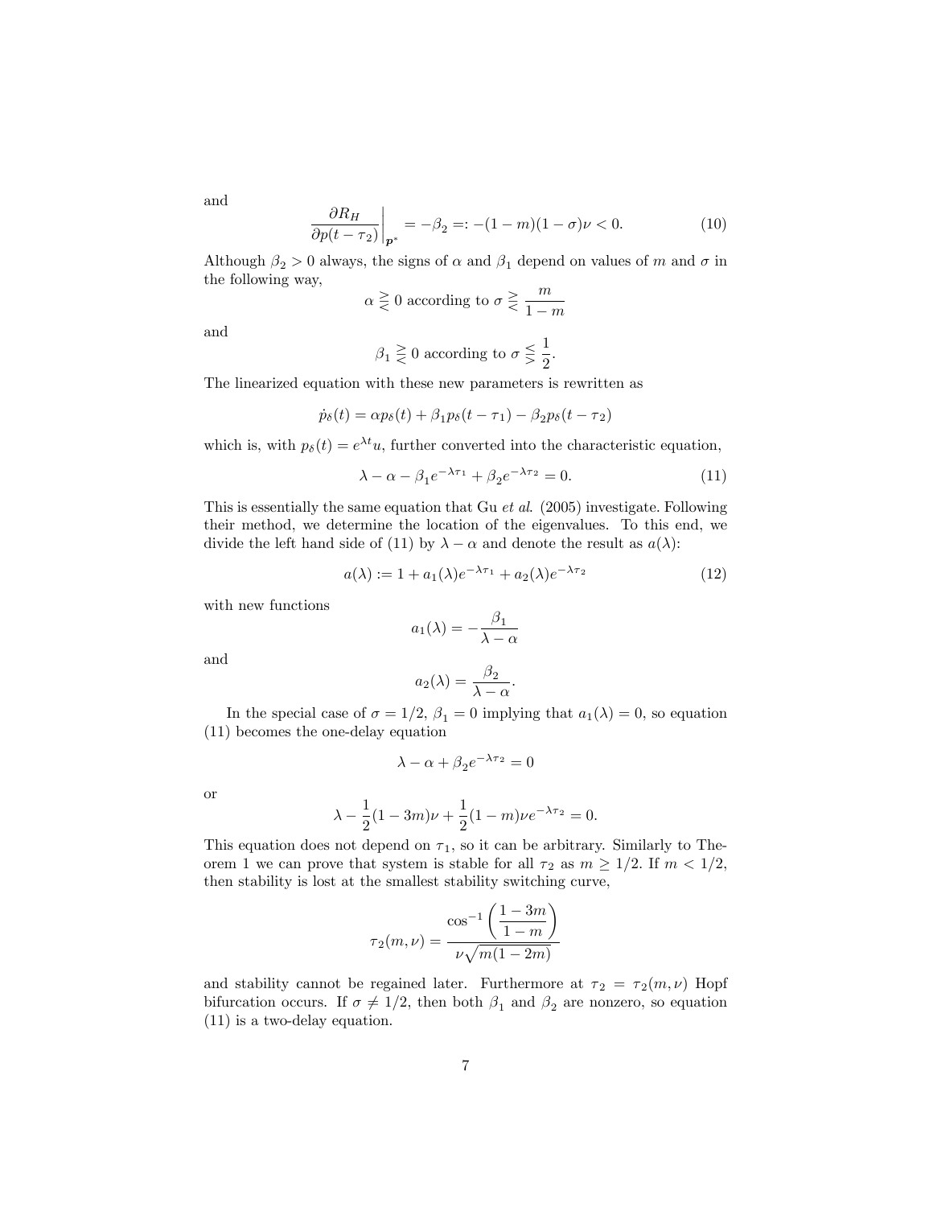and

$$\left.\frac{\partial R_H}{\partial p(t-\tau_2)}\right|_{\boldsymbol{p}^*} = -\beta_2 =: -(1-m)(1-\sigma)\nu < 0. \tag{10}$$

Although $\beta_2 > 0$ always, the signs of $\alpha$ and $\beta_1$ depend on values of $m$ and $\sigma$ in the following way,

$$\alpha \gtreqless 0 \text{ according to } \sigma \gtreqless \frac{m}{1-m}$$

and

$$\beta_1 \gtreqless 0 \text{ according to } \sigma \lesseqgtr \frac{1}{2}.$$

The linearized equation with these new parameters is rewritten as

$$\dot{p}_\delta(t) = \alpha p_\delta(t) + \beta_1 p_\delta(t-\tau_1) - \beta_2 p_\delta(t-\tau_2)$$

which is, with $p_\delta(t) = e^{\lambda t}u$, further converted into the characteristic equation,

$$\lambda - \alpha - \beta_1 e^{-\lambda\tau_1} + \beta_2 e^{-\lambda\tau_2} = 0. \tag{11}$$

This is essentially the same equation that Gu *et al.* (2005) investigate. Following their method, we determine the location of the eigenvalues. To this end, we divide the left hand side of (11) by $\lambda - \alpha$ and denote the result as $a(\lambda)$:

$$a(\lambda) := 1 + a_1(\lambda)e^{-\lambda\tau_1} + a_2(\lambda)e^{-\lambda\tau_2} \tag{12}$$

with new functions

$$a_1(\lambda) = -\frac{\beta_1}{\lambda - \alpha}$$

and

$$a_2(\lambda) = \frac{\beta_2}{\lambda - \alpha}.$$

In the special case of $\sigma = 1/2$, $\beta_1 = 0$ implying that $a_1(\lambda) = 0$, so equation (11) becomes the one-delay equation

$$\lambda - \alpha + \beta_2 e^{-\lambda\tau_2} = 0$$

or

$$\lambda - \frac{1}{2}(1-3m)\nu + \frac{1}{2}(1-m)\nu e^{-\lambda\tau_2} = 0.$$

This equation does not depend on $\tau_1$, so it can be arbitrary. Similarly to Theorem 1 we can prove that system is stable for all $\tau_2$ as $m \geq 1/2$. If $m < 1/2$, then stability is lost at the smallest stability switching curve,

$$\tau_2(m,\nu) = \frac{\cos^{-1}\left(\dfrac{1-3m}{1-m}\right)}{\nu\sqrt{m(1-2m)}}$$

and stability cannot be regained later. Furthermore at $\tau_2 = \tau_2(m,\nu)$ Hopf bifurcation occurs. If $\sigma \neq 1/2$, then both $\beta_1$ and $\beta_2$ are nonzero, so equation (11) is a two-delay equation.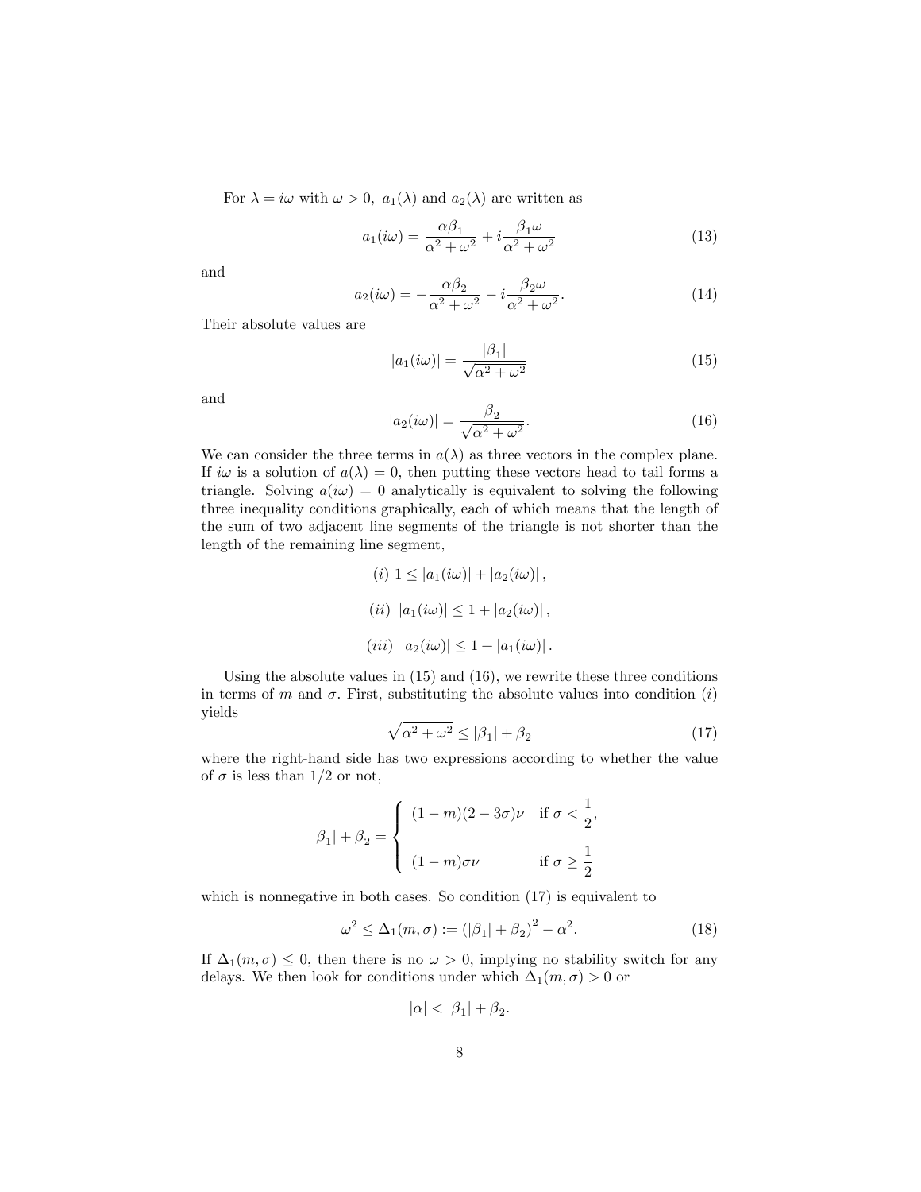For $\lambda = i\omega$ with $\omega > 0$, $a_1(\lambda)$ and $a_2(\lambda)$ are written as

$$a_1(i\omega) = \frac{\alpha\beta_1}{\alpha^2 + \omega^2} + i\frac{\beta_1\omega}{\alpha^2 + \omega^2} \tag{13}$$

and

$$a_2(i\omega) = -\frac{\alpha\beta_2}{\alpha^2 + \omega^2} - i\frac{\beta_2\omega}{\alpha^2 + \omega^2}. \tag{14}$$

Their absolute values are

$$|a_1(i\omega)| = \frac{|\beta_1|}{\sqrt{\alpha^2 + \omega^2}} \tag{15}$$

and

$$|a_2(i\omega)| = \frac{\beta_2}{\sqrt{\alpha^2 + \omega^2}}. \tag{16}$$

We can consider the three terms in $a(\lambda)$ as three vectors in the complex plane. If $i\omega$ is a solution of $a(\lambda) = 0$, then putting these vectors head to tail forms a triangle. Solving $a(i\omega) = 0$ analytically is equivalent to solving the following three inequality conditions graphically, each of which means that the length of the sum of two adjacent line segments of the triangle is not shorter than the length of the remaining line segment,

$$(i)\ 1 \leq |a_1(i\omega)| + |a_2(i\omega)|,$$

$$(ii)\ |a_1(i\omega)| \leq 1 + |a_2(i\omega)|,$$

$$(iii)\ |a_2(i\omega)| \leq 1 + |a_1(i\omega)|.$$

Using the absolute values in (15) and (16), we rewrite these three conditions in terms of $m$ and $\sigma$. First, substituting the absolute values into condition $(i)$ yields

$$\sqrt{\alpha^2 + \omega^2} \leq |\beta_1| + \beta_2 \tag{17}$$

where the right-hand side has two expressions according to whether the value of $\sigma$ is less than $1/2$ or not,

$$|\beta_1| + \beta_2 = \begin{cases} (1-m)(2-3\sigma)\nu & \text{if } \sigma < \dfrac{1}{2}, \\[2ex] (1-m)\sigma\nu & \text{if } \sigma \geq \dfrac{1}{2} \end{cases}$$

which is nonnegative in both cases. So condition (17) is equivalent to

$$\omega^2 \leq \Delta_1(m, \sigma) := (|\beta_1| + \beta_2)^2 - \alpha^2. \tag{18}$$

If $\Delta_1(m, \sigma) \leq 0$, then there is no $\omega > 0$, implying no stability switch for any delays. We then look for conditions under which $\Delta_1(m, \sigma) > 0$ or

$$|\alpha| < |\beta_1| + \beta_2.$$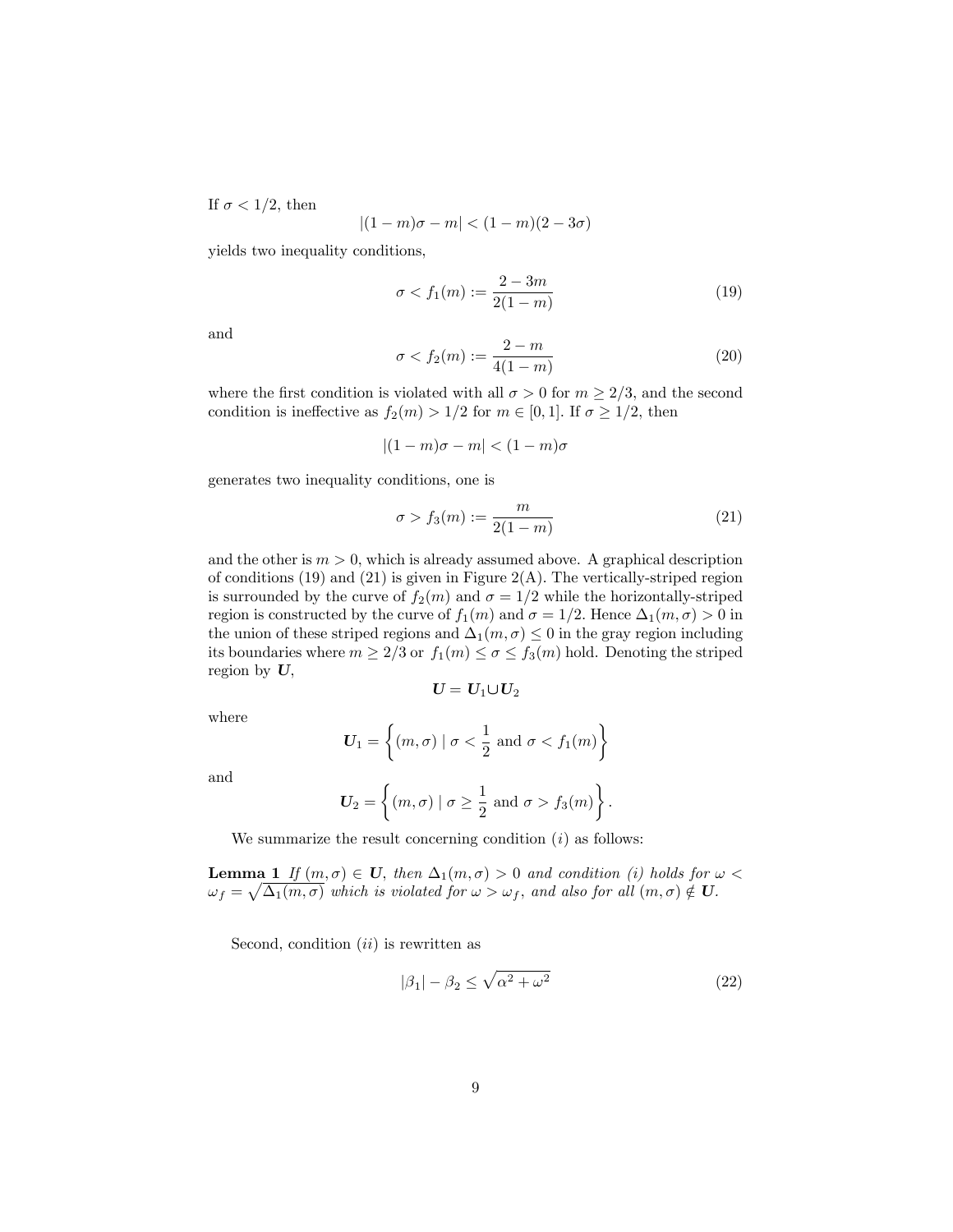If $\sigma < 1/2$, then

$$|(1-m)\sigma - m| < (1-m)(2-3\sigma)$$

yields two inequality conditions,

$$\sigma < f_1(m) := \frac{2-3m}{2(1-m)} \tag{19}$$

and

$$\sigma < f_2(m) := \frac{2-m}{4(1-m)} \tag{20}$$

where the first condition is violated with all $\sigma > 0$ for $m \geq 2/3$, and the second condition is ineffective as $f_2(m) > 1/2$ for $m \in [0, 1]$. If $\sigma \geq 1/2$, then

$$|(1-m)\sigma - m| < (1-m)\sigma$$

generates two inequality conditions, one is

$$\sigma > f_3(m) := \frac{m}{2(1-m)} \tag{21}$$

and the other is $m > 0$, which is already assumed above. A graphical description of conditions (19) and (21) is given in Figure 2(A). The vertically-striped region is surrounded by the curve of $f_2(m)$ and $\sigma = 1/2$ while the horizontally-striped region is constructed by the curve of $f_1(m)$ and $\sigma = 1/2$. Hence $\Delta_1(m, \sigma) > 0$ in the union of these striped regions and $\Delta_1(m, \sigma) \leq 0$ in the gray region including its boundaries where $m \geq 2/3$ or $f_1(m) \leq \sigma \leq f_3(m)$ hold. Denoting the striped region by $\boldsymbol{U}$,

$$\boldsymbol{U} = \boldsymbol{U}_1 \cup \boldsymbol{U}_2$$

where

$$\boldsymbol{U}_1 = \left\{ (m, \sigma) \mid \sigma < \frac{1}{2} \text{ and } \sigma < f_1(m) \right\}$$

and

$$\boldsymbol{U}_2 = \left\{ (m, \sigma) \mid \sigma \geq \frac{1}{2} \text{ and } \sigma > f_3(m) \right\}.$$

We summarize the result concerning condition $(i)$ as follows:

**Lemma 1** *If $(m, \sigma) \in \boldsymbol{U}$, then $\Delta_1(m, \sigma) > 0$ and condition (i) holds for $\omega < \omega_f = \sqrt{\Delta_1(m, \sigma)}$ which is violated for $\omega > \omega_f$, and also for all $(m, \sigma) \notin \boldsymbol{U}$.*

Second, condition $(ii)$ is rewritten as

$$|\beta_1| - \beta_2 \leq \sqrt{\alpha^2 + \omega^2} \tag{22}$$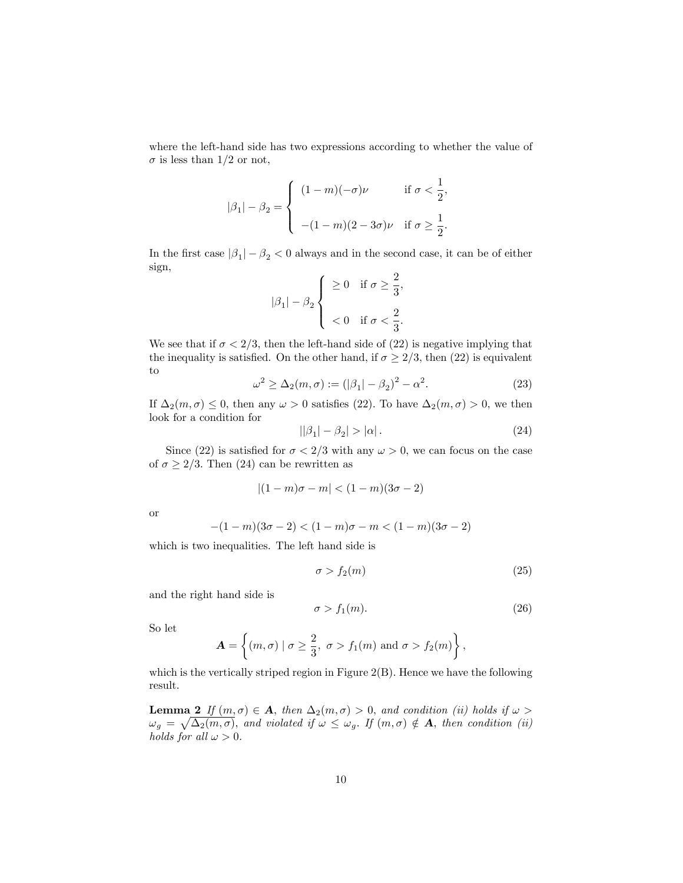where the left-hand side has two expressions according to whether the value of $\sigma$ is less than $1/2$ or not,

$$
|\beta_1| - \beta_2 = \begin{cases} (1-m)(-\sigma)\nu & \text{if } \sigma < \dfrac{1}{2}, \\ \\ -(1-m)(2-3\sigma)\nu & \text{if } \sigma \geq \dfrac{1}{2}. \end{cases}
$$

In the first case $|\beta_1| - \beta_2 < 0$ always and in the second case, it can be of either sign,

$$
|\beta_1| - \beta_2 \begin{cases} \geq 0 & \text{if } \sigma \geq \dfrac{2}{3}, \\ \\ < 0 & \text{if } \sigma < \dfrac{2}{3}. \end{cases}
$$

We see that if $\sigma < 2/3$, then the left-hand side of (22) is negative implying that the inequality is satisfied. On the other hand, if $\sigma \geq 2/3$, then (22) is equivalent to

$$
\omega^2 \geq \Delta_2(m, \sigma) := (|\beta_1| - \beta_2)^2 - \alpha^2. \tag{23}
$$

If $\Delta_2(m, \sigma) \leq 0$, then any $\omega > 0$ satisfies (22). To have $\Delta_2(m, \sigma) > 0$, we then look for a condition for

$$
||\beta_1| - \beta_2| > |\alpha|. \tag{24}
$$

Since (22) is satisfied for $\sigma < 2/3$ with any $\omega > 0$, we can focus on the case of $\sigma \geq 2/3$. Then (24) can be rewritten as

$$
|(1-m)\sigma - m| < (1-m)(3\sigma - 2)
$$

or

$$
-(1-m)(3\sigma - 2) < (1-m)\sigma - m < (1-m)(3\sigma - 2)
$$

which is two inequalities. The left hand side is

$$
\sigma > f_2(m) \tag{25}
$$

and the right hand side is

$$
\sigma > f_1(m). \tag{26}
$$

So let

$$
\boldsymbol{A} = \left\{ (m, \sigma) \mid \sigma \geq \frac{2}{3},\ \sigma > f_1(m) \text{ and } \sigma > f_2(m) \right\},
$$

which is the vertically striped region in Figure 2(B). Hence we have the following result.

**Lemma 2** *If $(m, \sigma) \in \boldsymbol{A}$, then $\Delta_2(m, \sigma) > 0$, and condition (ii) holds if $\omega > \omega_g = \sqrt{\Delta_2(m, \sigma)}$, and violated if $\omega \leq \omega_g$. If $(m, \sigma) \notin \boldsymbol{A}$, then condition (ii) holds for all $\omega > 0$.*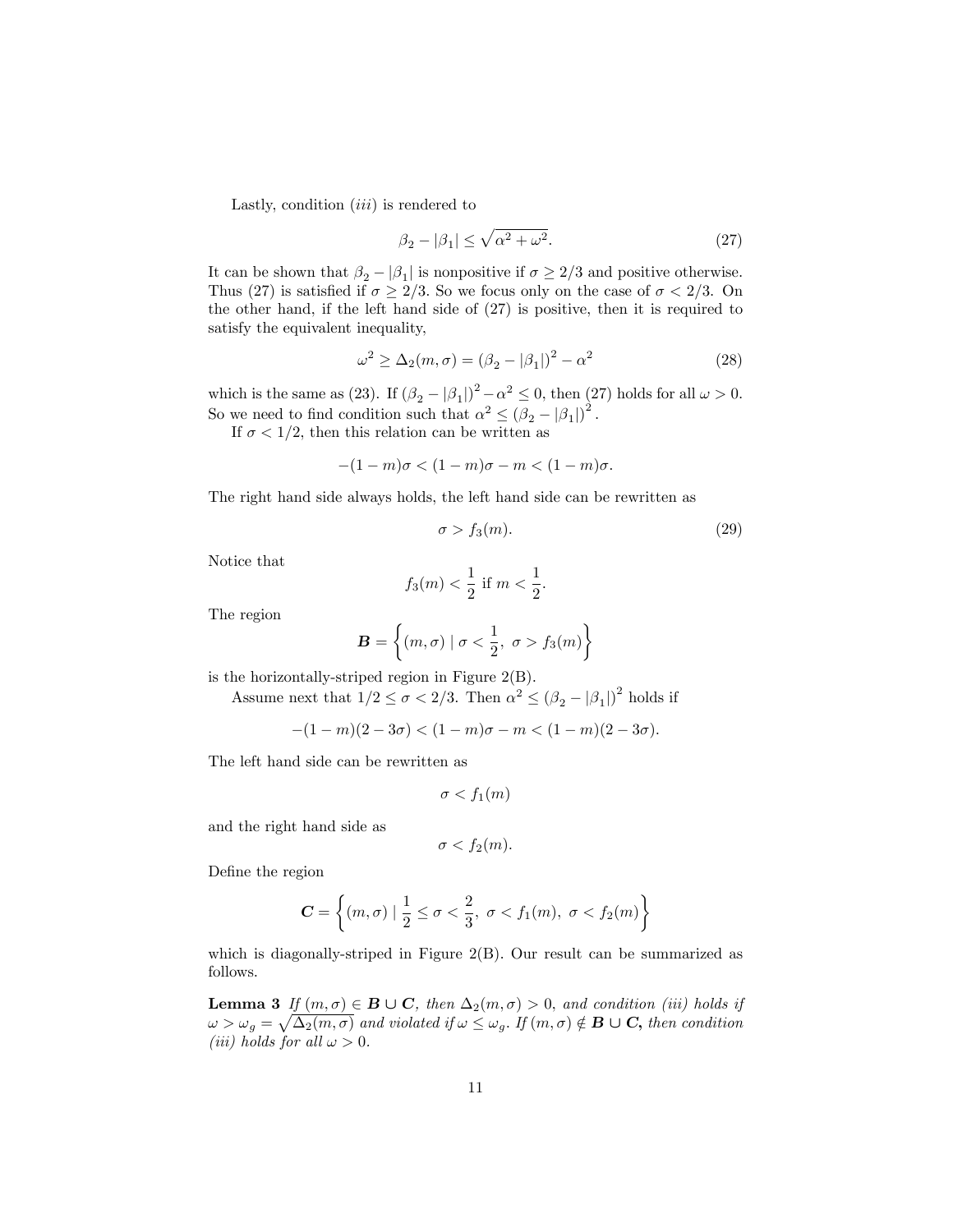Lastly, condition $(iii)$ is rendered to

$$\beta_2 - |\beta_1| \leq \sqrt{\alpha^2 + \omega^2}. \tag{27}$$

It can be shown that $\beta_2 - |\beta_1|$ is nonpositive if $\sigma \geq 2/3$ and positive otherwise. Thus (27) is satisfied if $\sigma \geq 2/3$. So we focus only on the case of $\sigma < 2/3$. On the other hand, if the left hand side of (27) is positive, then it is required to satisfy the equivalent inequality,

$$\omega^2 \geq \Delta_2(m, \sigma) = (\beta_2 - |\beta_1|)^2 - \alpha^2 \tag{28}$$

which is the same as (23). If $(\beta_2 - |\beta_1|)^2 - \alpha^2 \leq 0$, then (27) holds for all $\omega > 0$. So we need to find condition such that $\alpha^2 \leq (\beta_2 - |\beta_1|)^2$.

If $\sigma < 1/2$, then this relation can be written as

$$-(1-m)\sigma < (1-m)\sigma - m < (1-m)\sigma.$$

The right hand side always holds, the left hand side can be rewritten as

$$\sigma > f_3(m). \tag{29}$$

Notice that

$$f_3(m) < \frac{1}{2} \text{ if } m < \frac{1}{2}.$$

The region

$$\boldsymbol{B} = \left\{(m, \sigma) \mid \sigma < \frac{1}{2},\ \sigma > f_3(m)\right\}$$

is the horizontally-striped region in Figure 2(B).

Assume next that $1/2 \leq \sigma < 2/3$. Then $\alpha^2 \leq (\beta_2 - |\beta_1|)^2$ holds if

$$-(1-m)(2-3\sigma) < (1-m)\sigma - m < (1-m)(2-3\sigma).$$

The left hand side can be rewritten as

$$\sigma < f_1(m)$$

and the right hand side as

$$\sigma < f_2(m).$$

Define the region

$$\boldsymbol{C} = \left\{(m, \sigma) \mid \frac{1}{2} \leq \sigma < \frac{2}{3},\ \sigma < f_1(m),\ \sigma < f_2(m)\right\}$$

which is diagonally-striped in Figure 2(B). Our result can be summarized as follows.

**Lemma 3** *If $(m, \sigma) \in \boldsymbol{B} \cup \boldsymbol{C}$, then $\Delta_2(m, \sigma) > 0$, and condition (iii) holds if $\omega > \omega_g = \sqrt{\Delta_2(m, \sigma)}$ and violated if $\omega \leq \omega_g$. If $(m, \sigma) \notin \boldsymbol{B} \cup \boldsymbol{C}$, then condition (iii) holds for all $\omega > 0$.*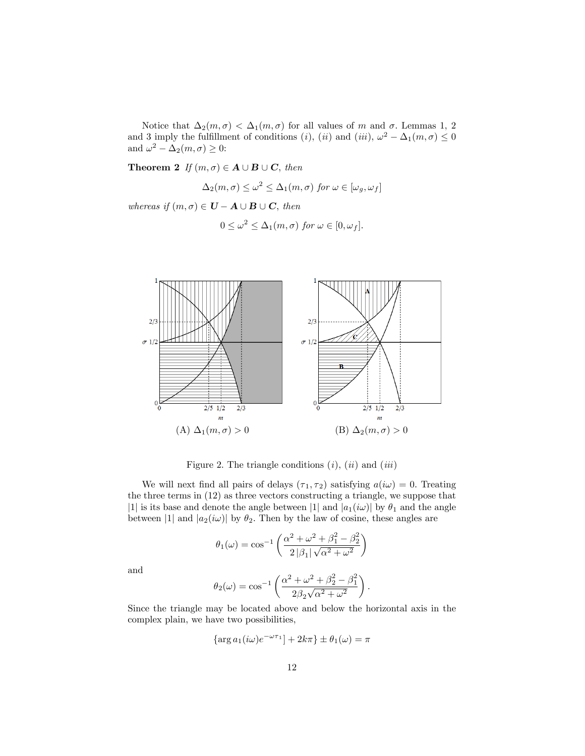Notice that $\Delta_2(m,\sigma) < \Delta_1(m,\sigma)$ for all values of $m$ and $\sigma$. Lemmas 1, 2 and 3 imply the fulfillment of conditions $(i)$, $(ii)$ and $(iii)$, $\omega^2 - \Delta_1(m,\sigma) \le 0$ and $\omega^2 - \Delta_2(m,\sigma) \ge 0$:

**Theorem 2** *If* $(m,\sigma) \in \boldsymbol{A} \cup \boldsymbol{B} \cup \boldsymbol{C}$, *then*

$$\Delta_2(m,\sigma) \le \omega^2 \le \Delta_1(m,\sigma) \text{ for } \omega \in [\omega_g, \omega_f]$$

*whereas if* $(m,\sigma) \in \boldsymbol{U} - \boldsymbol{A} \cup \boldsymbol{B} \cup \boldsymbol{C}$, *then*

$$0 \le \omega^2 \le \Delta_1(m,\sigma) \text{ for } \omega \in [0, \omega_f].$$

(A) $\Delta_1(m,\sigma) > 0$ (B) $\Delta_2(m,\sigma) > 0$

Figure 2. The triangle conditions $(i)$, $(ii)$ and $(iii)$

We will next find all pairs of delays $(\tau_1, \tau_2)$ satisfying $a(i\omega) = 0$. Treating the three terms in (12) as three vectors constructing a triangle, we suppose that $|1|$ is its base and denote the angle between $|1|$ and $|a_1(i\omega)|$ by $\theta_1$ and the angle between $|1|$ and $|a_2(i\omega)|$ by $\theta_2$. Then by the law of cosine, these angles are

$$\theta_1(\omega) = \cos^{-1}\left(\frac{\alpha^2 + \omega^2 + \beta_1^2 - \beta_2^2}{2\,|\beta_1|\sqrt{\alpha^2 + \omega^2}}\right)$$

and

$$\theta_2(\omega) = \cos^{-1}\left(\frac{\alpha^2 + \omega^2 + \beta_2^2 - \beta_1^2}{2\beta_2\sqrt{\alpha^2 + \omega^2}}\right).$$

Since the triangle may be located above and below the horizontal axis in the complex plain, we have two possibilities,

$$\{\arg a_1(i\omega)e^{-\omega\tau_1}] + 2k\pi\} \pm \theta_1(\omega) = \pi$$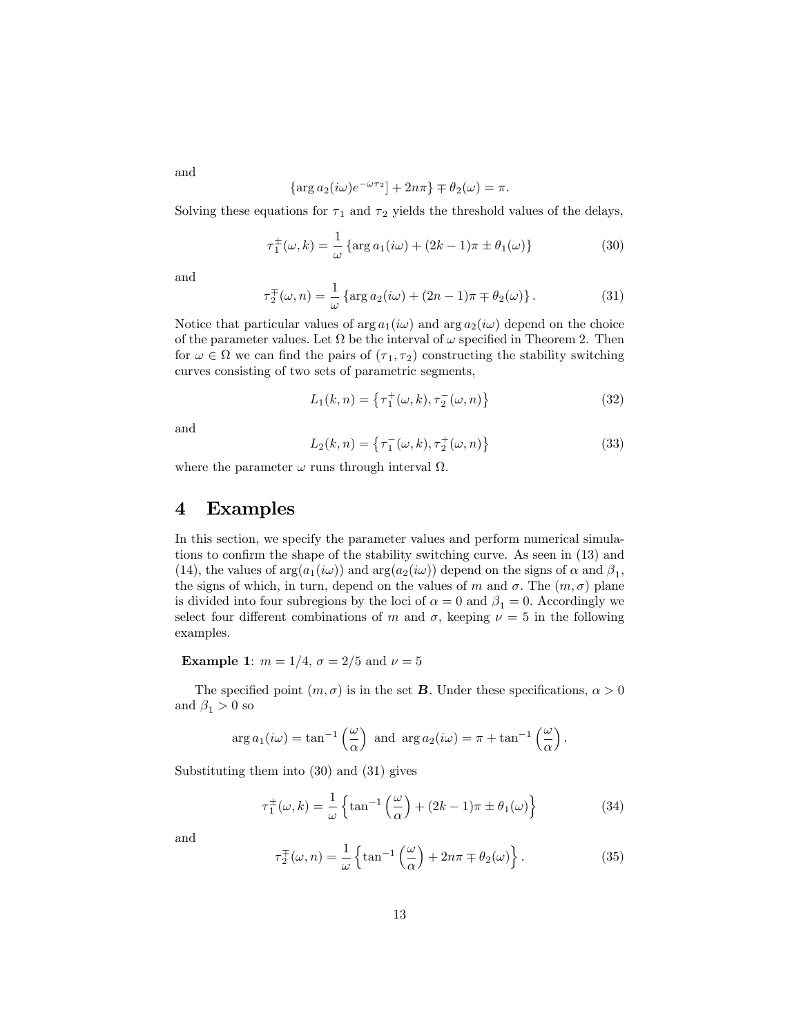and

$$\{\arg a_2(i\omega)e^{-\omega\tau_2}] + 2n\pi\} \mp \theta_2(\omega) = \pi.$$

Solving these equations for $\tau_1$ and $\tau_2$ yields the threshold values of the delays,

$$\tau_1^{\pm}(\omega, k) = \frac{1}{\omega}\left\{\arg a_1(i\omega) + (2k-1)\pi \pm \theta_1(\omega)\right\} \tag{30}$$

and

$$\tau_2^{\mp}(\omega, n) = \frac{1}{\omega}\left\{\arg a_2(i\omega) + (2n-1)\pi \mp \theta_2(\omega)\right\}. \tag{31}$$

Notice that particular values of $\arg a_1(i\omega)$ and $\arg a_2(i\omega)$ depend on the choice of the parameter values. Let $\Omega$ be the interval of $\omega$ specified in Theorem 2. Then for $\omega \in \Omega$ we can find the pairs of $(\tau_1, \tau_2)$ constructing the stability switching curves consisting of two sets of parametric segments,

$$L_1(k, n) = \left\{\tau_1^{+}(\omega, k), \tau_2^{-}(\omega, n)\right\} \tag{32}$$

and

$$L_2(k, n) = \left\{\tau_1^{-}(\omega, k), \tau_2^{+}(\omega, n)\right\} \tag{33}$$

where the parameter $\omega$ runs through interval $\Omega$.

# 4 Examples

In this section, we specify the parameter values and perform numerical simulations to confirm the shape of the stability switching curve. As seen in (13) and (14), the values of $\arg(a_1(i\omega))$ and $\arg(a_2(i\omega))$ depend on the signs of $\alpha$ and $\beta_1$, the signs of which, in turn, depend on the values of $m$ and $\sigma$. The $(m, \sigma)$ plane is divided into four subregions by the loci of $\alpha = 0$ and $\beta_1 = 0$. Accordingly we select four different combinations of $m$ and $\sigma$, keeping $\nu = 5$ in the following examples.

**Example 1**: $m = 1/4$, $\sigma = 2/5$ and $\nu = 5$

The specified point $(m, \sigma)$ is in the set $\boldsymbol{B}$. Under these specifications, $\alpha > 0$ and $\beta_1 > 0$ so

$$\arg a_1(i\omega) = \tan^{-1}\left(\frac{\omega}{\alpha}\right) \text{ and } \arg a_2(i\omega) = \pi + \tan^{-1}\left(\frac{\omega}{\alpha}\right).$$

Substituting them into (30) and (31) gives

$$\tau_1^{\pm}(\omega, k) = \frac{1}{\omega}\left\{\tan^{-1}\left(\frac{\omega}{\alpha}\right) + (2k-1)\pi \pm \theta_1(\omega)\right\} \tag{34}$$

and

$$\tau_2^{\mp}(\omega, n) = \frac{1}{\omega}\left\{\tan^{-1}\left(\frac{\omega}{\alpha}\right) + 2n\pi \mp \theta_2(\omega)\right\}. \tag{35}$$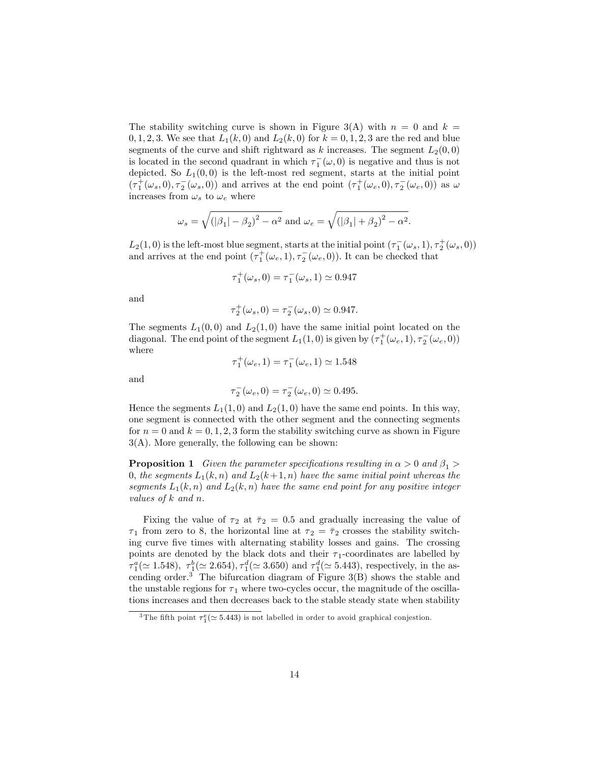The stability switching curve is shown in Figure 3(A) with $n = 0$ and $k = 0, 1, 2, 3$. We see that $L_1(k, 0)$ and $L_2(k, 0)$ for $k = 0, 1, 2, 3$ are the red and blue segments of the curve and shift rightward as $k$ increases. The segment $L_2(0, 0)$ is located in the second quadrant in which $\tau_1^-(\omega, 0)$ is negative and thus is not depicted. So $L_1(0, 0)$ is the left-most red segment, starts at the initial point $(\tau_1^+(\omega_s, 0), \tau_2^-(\omega_s, 0))$ and arrives at the end point $(\tau_1^+(\omega_e, 0), \tau_2^-(\omega_e, 0))$ as $\omega$ increases from $\omega_s$ to $\omega_e$ where

$$\omega_s = \sqrt{(|\beta_1| - \beta_2)^2 - \alpha^2} \text{ and } \omega_e = \sqrt{(|\beta_1| + \beta_2)^2 - \alpha^2}.$$

$L_2(1, 0)$ is the left-most blue segment, starts at the initial point $(\tau_1^-(\omega_s, 1), \tau_2^+(\omega_s, 0))$ and arrives at the end point $(\tau_1^+(\omega_e, 1), \tau_2^-(\omega_e, 0))$. It can be checked that

$$\tau_1^+(\omega_s, 0) = \tau_1^-(\omega_s, 1) \simeq 0.947$$

and

$$\tau_2^+(\omega_s, 0) = \tau_2^-(\omega_s, 0) \simeq 0.947.$$

The segments $L_1(0, 0)$ and $L_2(1, 0)$ have the same initial point located on the diagonal. The end point of the segment $L_1(1, 0)$ is given by $(\tau_1^+(\omega_e, 1), \tau_2^-(\omega_e, 0))$ where

$$\tau_1^+(\omega_e, 1) = \tau_1^-(\omega_e, 1) \simeq 1.548$$

and

$$\tau_2^-(\omega_e, 0) = \tau_2^-(\omega_e, 0) \simeq 0.495.$$

Hence the segments $L_1(1, 0)$ and $L_2(1, 0)$ have the same end points. In this way, one segment is connected with the other segment and the connecting segments for $n = 0$ and $k = 0, 1, 2, 3$ form the stability switching curve as shown in Figure 3(A). More generally, the following can be shown:

**Proposition 1** *Given the parameter specifications resulting in $\alpha > 0$ and $\beta_1 > 0$, the segments $L_1(k, n)$ and $L_2(k+1, n)$ have the same initial point whereas the segments $L_1(k, n)$ and $L_2(k, n)$ have the same end point for any positive integer values of $k$ and $n$.*

Fixing the value of $\tau_2$ at $\bar{\tau}_2 = 0.5$ and gradually increasing the value of $\tau_1$ from zero to 8, the horizontal line at $\tau_2 = \bar{\tau}_2$ crosses the stability switching curve five times with alternating stability losses and gains. The crossing points are denoted by the black dots and their $\tau_1$-coordinates are labelled by $\tau_1^a(\simeq 1.548)$, $\tau_1^b(\simeq 2.654)$, $\tau_1^d(\simeq 3.650)$ and $\tau_1^d(\simeq 5.443)$, respectively, in the ascending order.[3] The bifurcation diagram of Figure 3(B) shows the stable and the unstable regions for $\tau_1$ where two-cycles occur, the magnitude of the oscillations increases and then decreases back to the stable steady state when stability

[3] The fifth point $\tau_1^e(\simeq 5.443)$ is not labelled in order to avoid graphical conjestion.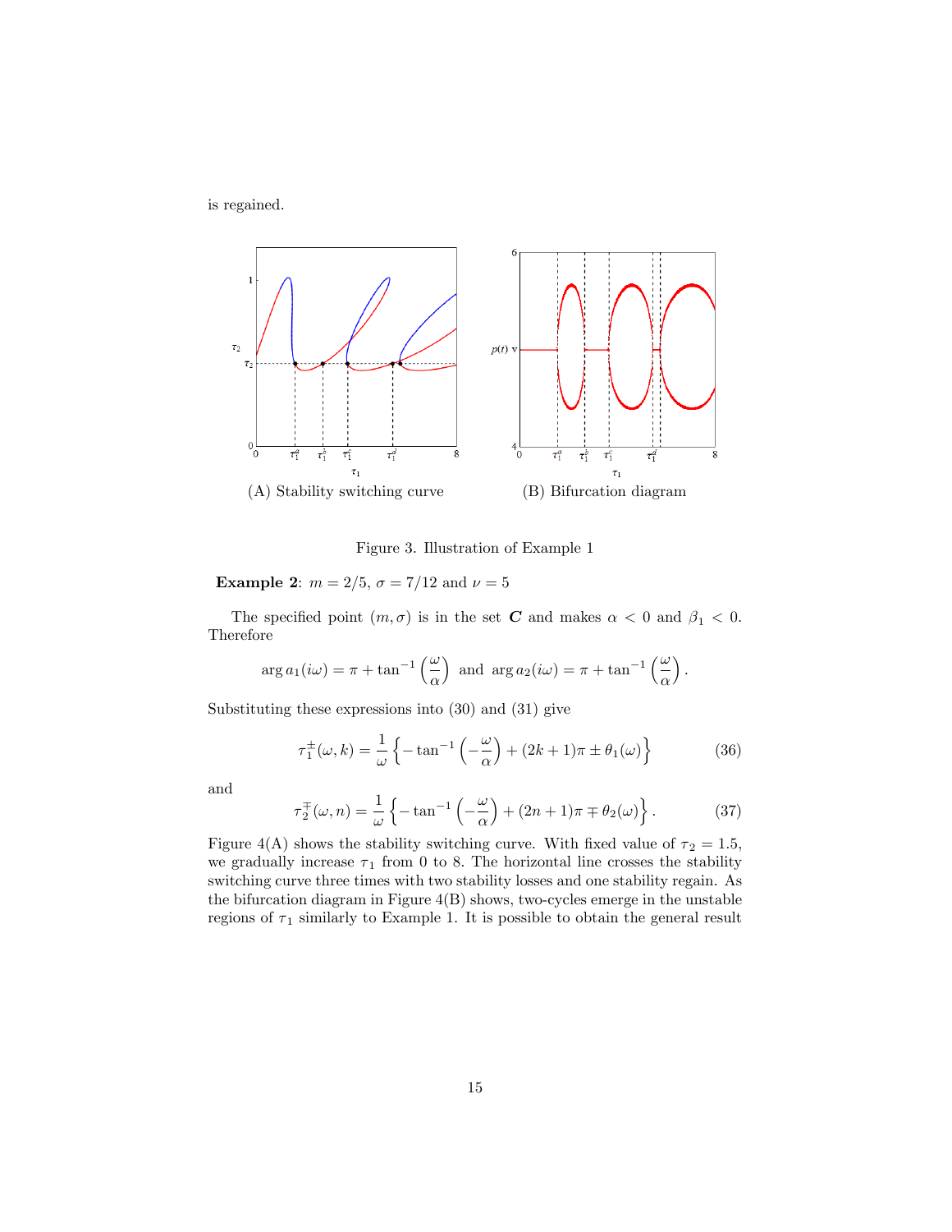is regained.

(A) Stability switching curve

(B) Bifurcation diagram

Figure 3. Illustration of Example 1

**Example 2**: $m = 2/5$, $\sigma = 7/12$ and $\nu = 5$

The specified point $(m, \sigma)$ is in the set $\boldsymbol{C}$ and makes $\alpha < 0$ and $\beta_1 < 0$. Therefore

$$\arg a_1(i\omega) = \pi + \tan^{-1}\left(\frac{\omega}{\alpha}\right) \text{ and } \arg a_2(i\omega) = \pi + \tan^{-1}\left(\frac{\omega}{\alpha}\right).$$

Substituting these expressions into (30) and (31) give

$$\tau_1^{\pm}(\omega, k) = \frac{1}{\omega}\left\{-\tan^{-1}\left(-\frac{\omega}{\alpha}\right) + (2k+1)\pi \pm \theta_1(\omega)\right\} \tag{36}$$

and

$$\tau_2^{\mp}(\omega, n) = \frac{1}{\omega}\left\{-\tan^{-1}\left(-\frac{\omega}{\alpha}\right) + (2n+1)\pi \mp \theta_2(\omega)\right\}. \tag{37}$$

Figure 4(A) shows the stability switching curve. With fixed value of $\tau_2 = 1.5$, we gradually increase $\tau_1$ from 0 to 8. The horizontal line crosses the stability switching curve three times with two stability losses and one stability regain. As the bifurcation diagram in Figure 4(B) shows, two-cycles emerge in the unstable regions of $\tau_1$ similarly to Example 1. It is possible to obtain the general result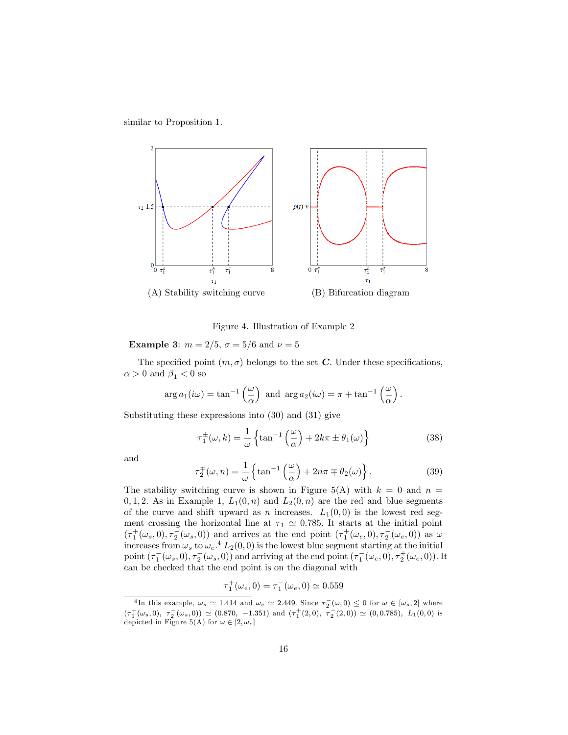similar to Proposition 1.

(A) Stability switching curve

(B) Bifurcation diagram

Figure 4. Illustration of Example 2

**Example 3**: $m = 2/5$, $\sigma = 5/6$ and $\nu = 5$

The specified point $(m, \sigma)$ belongs to the set $\boldsymbol{C}$. Under these specifications, $\alpha > 0$ and $\beta_1 < 0$ so

$$\arg a_1(i\omega) = \tan^{-1}\left(\frac{\omega}{\alpha}\right) \text{ and } \arg a_2(i\omega) = \pi + \tan^{-1}\left(\frac{\omega}{\alpha}\right).$$

Substituting these expressions into (30) and (31) give

$$\tau_1^{\pm}(\omega, k) = \frac{1}{\omega}\left\{\tan^{-1}\left(\frac{\omega}{\alpha}\right) + 2k\pi \pm \theta_1(\omega)\right\} \tag{38}$$

and

$$\tau_2^{\mp}(\omega, n) = \frac{1}{\omega}\left\{\tan^{-1}\left(\frac{\omega}{\alpha}\right) + 2n\pi \mp \theta_2(\omega)\right\}. \tag{39}$$

The stability switching curve is shown in Figure 5(A) with $k = 0$ and $n = 0, 1, 2$. As in Example 1, $L_1(0, n)$ and $L_2(0, n)$ are the red and blue segments of the curve and shift upward as $n$ increases. $L_1(0, 0)$ is the lowest red segment crossing the horizontal line at $\tau_1 \simeq 0.785$. It starts at the initial point $(\tau_1^+(\omega_s, 0), \tau_2^-(\omega_s, 0))$ and arrives at the end point $(\tau_1^+(\omega_e, 0), \tau_2^-(\omega_e, 0))$ as $\omega$ increases from $\omega_s$ to $\omega_e$.[4] $L_2(0, 0)$ is the lowest blue segment starting at the initial point $(\tau_1^-(\omega_s, 0), \tau_2^+(\omega_s, 0))$ and arriving at the end point $(\tau_1^-(\omega_e, 0), \tau_2^+(\omega_e, 0))$. It can be checked that the end point is on the diagonal with

$$\tau_1^+(\omega_e, 0) = \tau_1^-(\omega_e, 0) \simeq 0.559$$

[4] In this example, $\omega_s \simeq 1.414$ and $\omega_e \simeq 2.449$. Since $\tau_2^-(\omega, 0) \leq 0$ for $\omega \in [\omega_s, 2]$ where $(\tau_1^+(\omega_s, 0),\ \tau_2^-(\omega_s, 0)) \simeq (0.870,\ -1.351)$ and $(\tau_1^+(2, 0),\ \tau_2^-(2, 0)) \simeq (0, 0.785)$, $L_1(0, 0)$ is depicted in Figure 5(A) for $\omega \in [2, \omega_e]$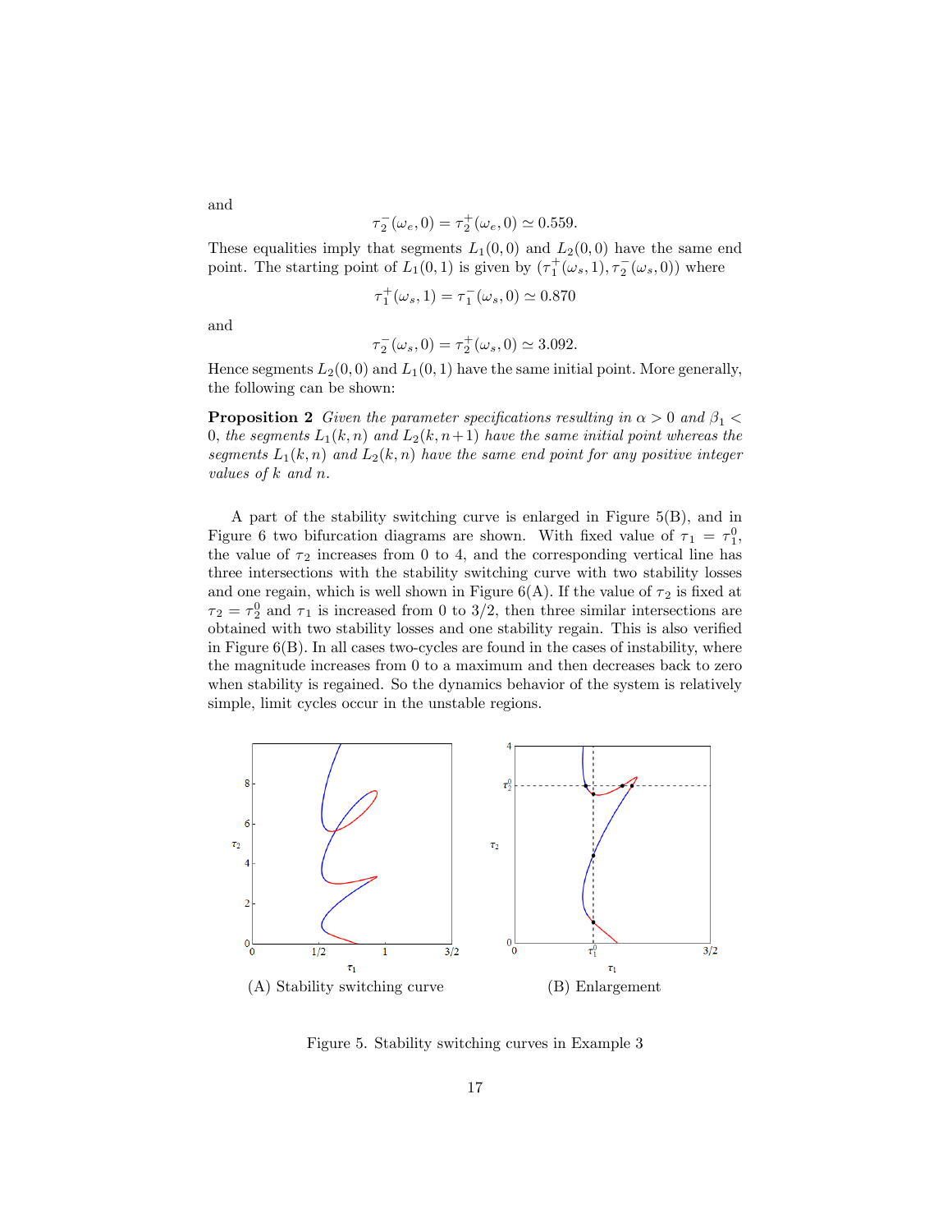and

$$\tau_2^-(\omega_e, 0) = \tau_2^+(\omega_e, 0) \simeq 0.559.$$

These equalities imply that segments $L_1(0,0)$ and $L_2(0,0)$ have the same end point. The starting point of $L_1(0,1)$ is given by $(\tau_1^+(\omega_s, 1), \tau_2^-(\omega_s, 0))$ where

$$\tau_1^+(\omega_s, 1) = \tau_1^-(\omega_s, 0) \simeq 0.870$$

and

$$\tau_2^-(\omega_s, 0) = \tau_2^+(\omega_s, 0) \simeq 3.092.$$

Hence segments $L_2(0,0)$ and $L_1(0,1)$ have the same initial point. More generally, the following can be shown:

**Proposition 2** *Given the parameter specifications resulting in $\alpha > 0$ and $\beta_1 < 0$, the segments $L_1(k,n)$ and $L_2(k,n+1)$ have the same initial point whereas the segments $L_1(k,n)$ and $L_2(k,n)$ have the same end point for any positive integer values of $k$ and $n$.*

A part of the stability switching curve is enlarged in Figure 5(B), and in Figure 6 two bifurcation diagrams are shown. With fixed value of $\tau_1 = \tau_1^0$, the value of $\tau_2$ increases from 0 to 4, and the corresponding vertical line has three intersections with the stability switching curve with two stability losses and one regain, which is well shown in Figure 6(A). If the value of $\tau_2$ is fixed at $\tau_2 = \tau_2^0$ and $\tau_1$ is increased from 0 to 3/2, then three similar intersections are obtained with two stability losses and one stability regain. This is also verified in Figure 6(B). In all cases two-cycles are found in the cases of instability, where the magnitude increases from 0 to a maximum and then decreases back to zero when stability is regained. So the dynamics behavior of the system is relatively simple, limit cycles occur in the unstable regions.

(A) Stability switching curve

(B) Enlargement

Figure 5. Stability switching curves in Example 3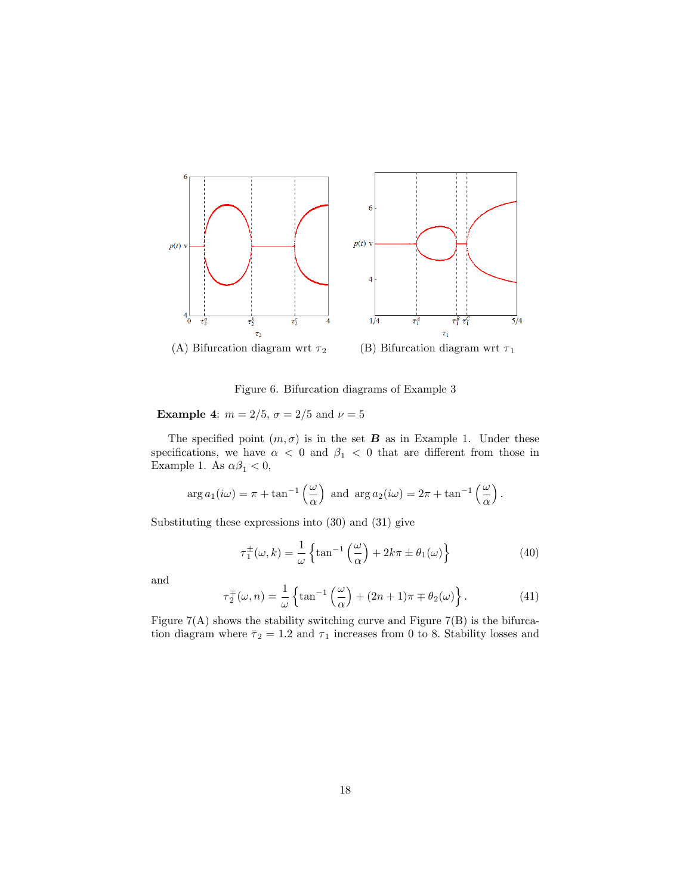(A) Bifurcation diagram wrt $\tau_2$ (B) Bifurcation diagram wrt $\tau_1$

Figure 6. Bifurcation diagrams of Example 3

**Example 4**: $m = 2/5$, $\sigma = 2/5$ and $\nu = 5$

The specified point $(m, \sigma)$ is in the set $\boldsymbol{B}$ as in Example 1. Under these specifications, we have $\alpha < 0$ and $\beta_1 < 0$ that are different from those in Example 1. As $\alpha\beta_1 < 0$,

$$\arg a_1(i\omega) = \pi + \tan^{-1}\left(\frac{\omega}{\alpha}\right) \text{ and } \arg a_2(i\omega) = 2\pi + \tan^{-1}\left(\frac{\omega}{\alpha}\right).$$

Substituting these expressions into (30) and (31) give

$$\tau_1^{\pm}(\omega, k) = \frac{1}{\omega}\left\{\tan^{-1}\left(\frac{\omega}{\alpha}\right) + 2k\pi \pm \theta_1(\omega)\right\} \tag{40}$$

and

$$\tau_2^{\mp}(\omega, n) = \frac{1}{\omega}\left\{\tan^{-1}\left(\frac{\omega}{\alpha}\right) + (2n+1)\pi \mp \theta_2(\omega)\right\}. \tag{41}$$

Figure 7(A) shows the stability switching curve and Figure 7(B) is the bifurcation diagram where $\bar{\tau}_2 = 1.2$ and $\tau_1$ increases from 0 to 8. Stability losses and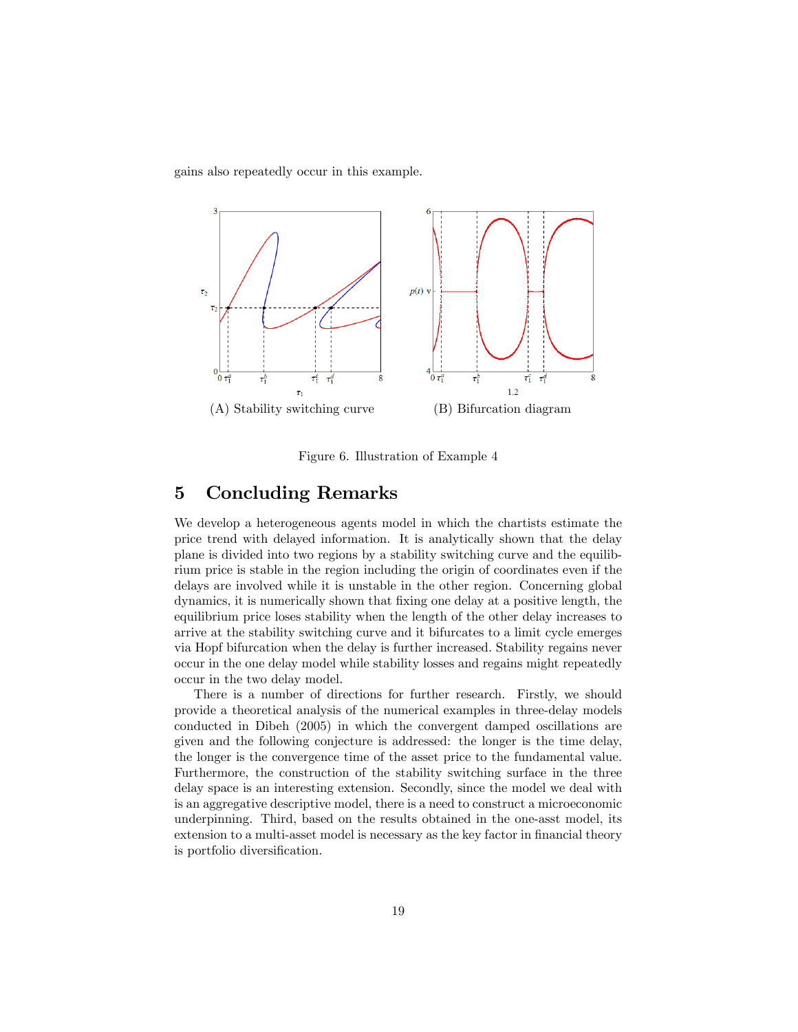gains also repeatedly occur in this example.

(A) Stability switching curve

(B) Bifurcation diagram

Figure 6. Illustration of Example 4

# 5 Concluding Remarks

We develop a heterogeneous agents model in which the chartists estimate the price trend with delayed information. It is analytically shown that the delay plane is divided into two regions by a stability switching curve and the equilibrium price is stable in the region including the origin of coordinates even if the delays are involved while it is unstable in the other region. Concerning global dynamics, it is numerically shown that fixing one delay at a positive length, the equilibrium price loses stability when the length of the other delay increases to arrive at the stability switching curve and it bifurcates to a limit cycle emerges via Hopf bifurcation when the delay is further increased. Stability regains never occur in the one delay model while stability losses and regains might repeatedly occur in the two delay model.

There is a number of directions for further research. Firstly, we should provide a theoretical analysis of the numerical examples in three-delay models conducted in Dibeh (2005) in which the convergent damped oscillations are given and the following conjecture is addressed: the longer is the time delay, the longer is the convergence time of the asset price to the fundamental value. Furthermore, the construction of the stability switching surface in the three delay space is an interesting extension. Secondly, since the model we deal with is an aggregative descriptive model, there is a need to construct a microeconomic underpinning. Third, based on the results obtained in the one-asst model, its extension to a multi-asset model is necessary as the key factor in financial theory is portfolio diversification.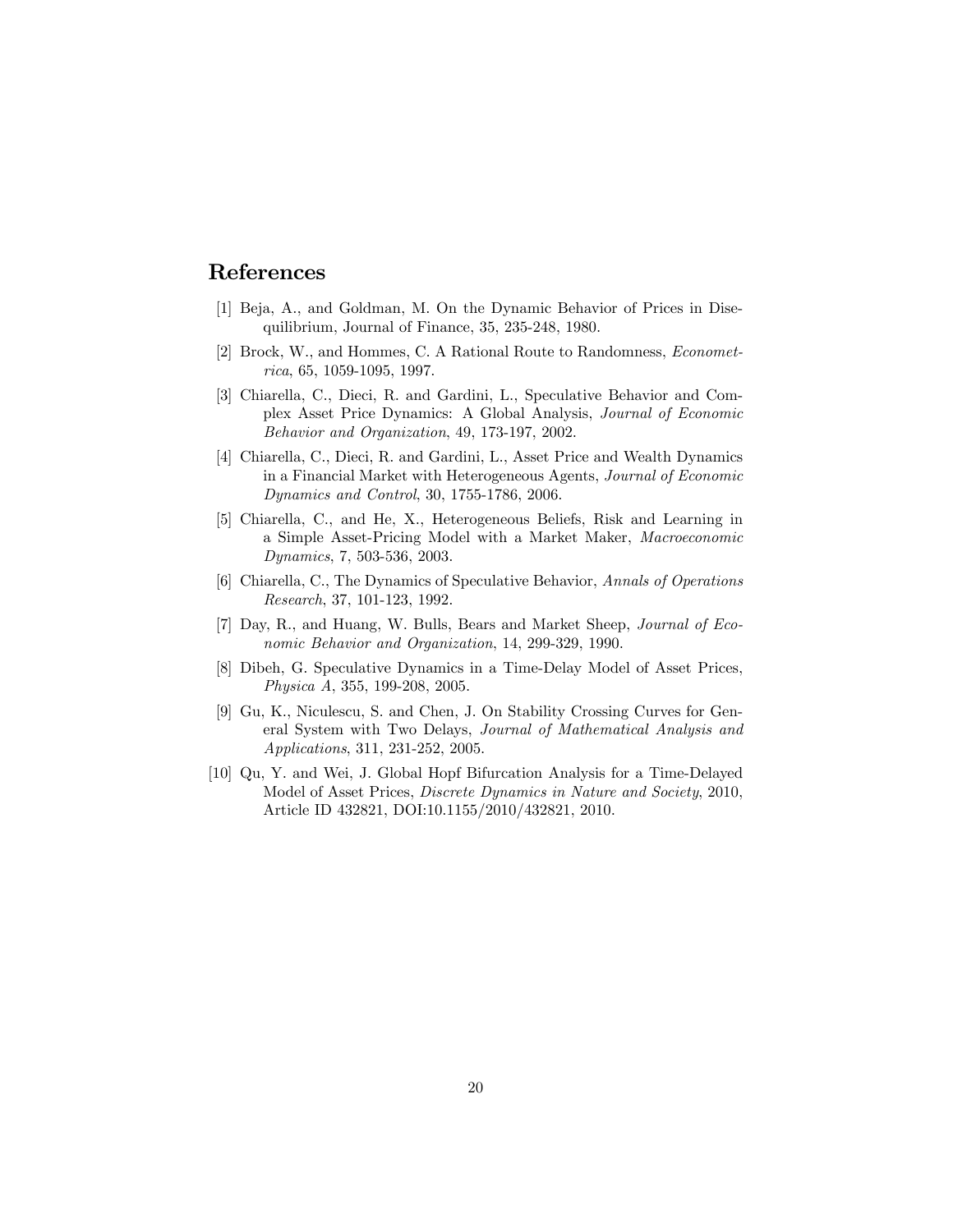## References

[1] Beja, A., and Goldman, M. On the Dynamic Behavior of Prices in Disequilibrium, Journal of Finance, 35, 235-248, 1980.

[2] Brock, W., and Hommes, C. A Rational Route to Randomness, *Econometrica*, 65, 1059-1095, 1997.

[3] Chiarella, C., Dieci, R. and Gardini, L., Speculative Behavior and Complex Asset Price Dynamics: A Global Analysis, *Journal of Economic Behavior and Organization*, 49, 173-197, 2002.

[4] Chiarella, C., Dieci, R. and Gardini, L., Asset Price and Wealth Dynamics in a Financial Market with Heterogeneous Agents, *Journal of Economic Dynamics and Control*, 30, 1755-1786, 2006.

[5] Chiarella, C., and He, X., Heterogeneous Beliefs, Risk and Learning in a Simple Asset-Pricing Model with a Market Maker, *Macroeconomic Dynamics*, 7, 503-536, 2003.

[6] Chiarella, C., The Dynamics of Speculative Behavior, *Annals of Operations Research*, 37, 101-123, 1992.

[7] Day, R., and Huang, W. Bulls, Bears and Market Sheep, *Journal of Economic Behavior and Organization*, 14, 299-329, 1990.

[8] Dibeh, G. Speculative Dynamics in a Time-Delay Model of Asset Prices, *Physica A*, 355, 199-208, 2005.

[9] Gu, K., Niculescu, S. and Chen, J. On Stability Crossing Curves for General System with Two Delays, *Journal of Mathematical Analysis and Applications*, 311, 231-252, 2005.

[10] Qu, Y. and Wei, J. Global Hopf Bifurcation Analysis for a Time-Delayed Model of Asset Prices, *Discrete Dynamics in Nature and Society*, 2010, Article ID 432821, DOI:10.1155/2010/432821, 2010.